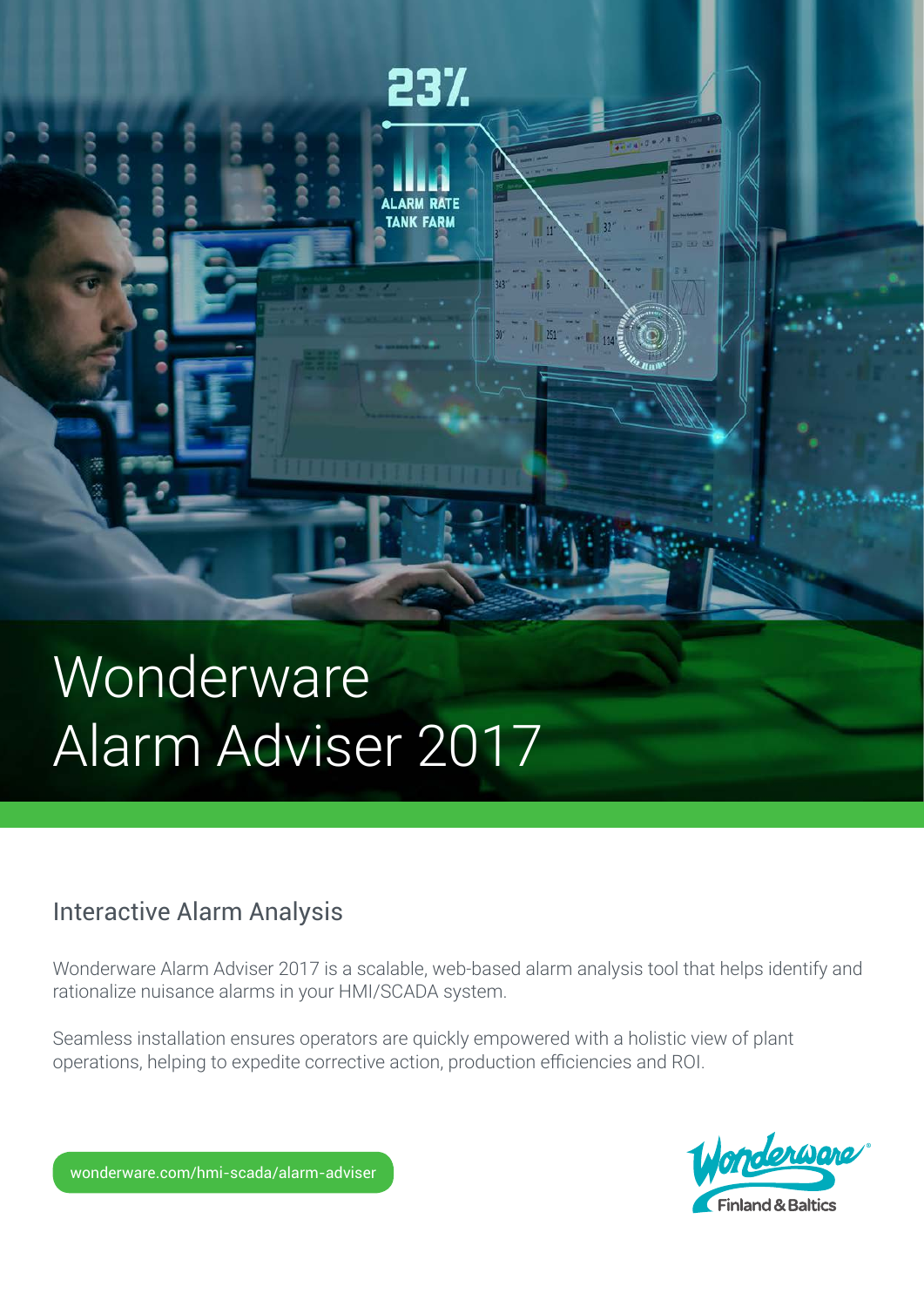# Wonderware Alarm Adviser 2017

## Interactive Alarm Analysis

Wonderware Alarm Adviser 2017 is a scalable, web-based alarm analysis tool that helps identify and rationalize nuisance alarms in your HMI/SCADA system.

Seamless installation ensures operators are quickly empowered with a holistic view of plant operations, helping to expedite corrective action, production efficiencies and ROI.

wonderware.com/hmi-scada/alarm-adviser

Wonderware Finland & Baltics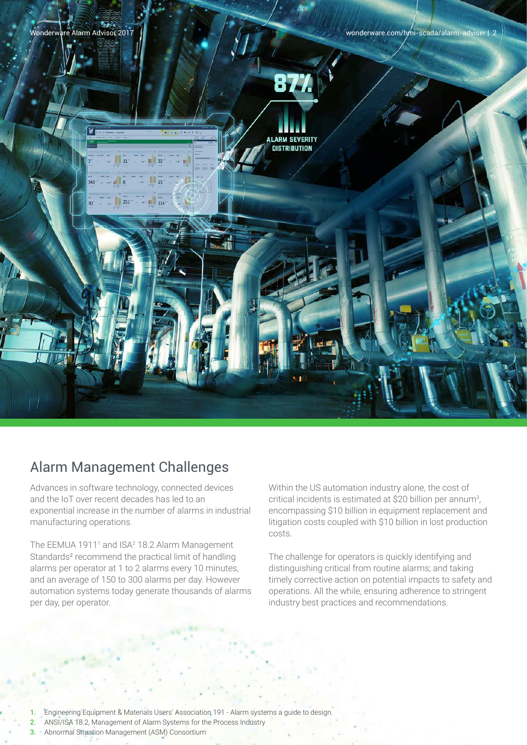## Alarm Management Challenges

Advances in software technology, connected devices and the IoT over recent decades has led to an exponential increase in the number of alarms in industrial manufacturing operations.

The EEMUA 191[1] and ISA[2] 18.2 Alarm Management Standards[2] recommend the practical limit of handling alarms per operator at 1 to 2 alarms every 10 minutes, and an average of 150 to 300 alarms per day. However automation systems today generate thousands of alarms per day, per operator.

Within the US automation industry alone, the cost of critical incidents is estimated at $20 billion per annum[3], encompassing $10 billion in equipment replacement and litigation costs coupled with $10 billion in lost production costs.

The challenge for operators is quickly identifying and distinguishing critical from routine alarms; and taking timely corrective action on potential impacts to safety and operations. All the while, ensuring adherence to stringent industry best practices and recommendations.

1. Engineering Equipment & Materials Users' Association 191 - Alarm systems a guide to design.
2. ANSI/ISA 18.2, Management of Alarm Systems for the Process Industry
3. Abnormal Situation Management (ASM) Consortium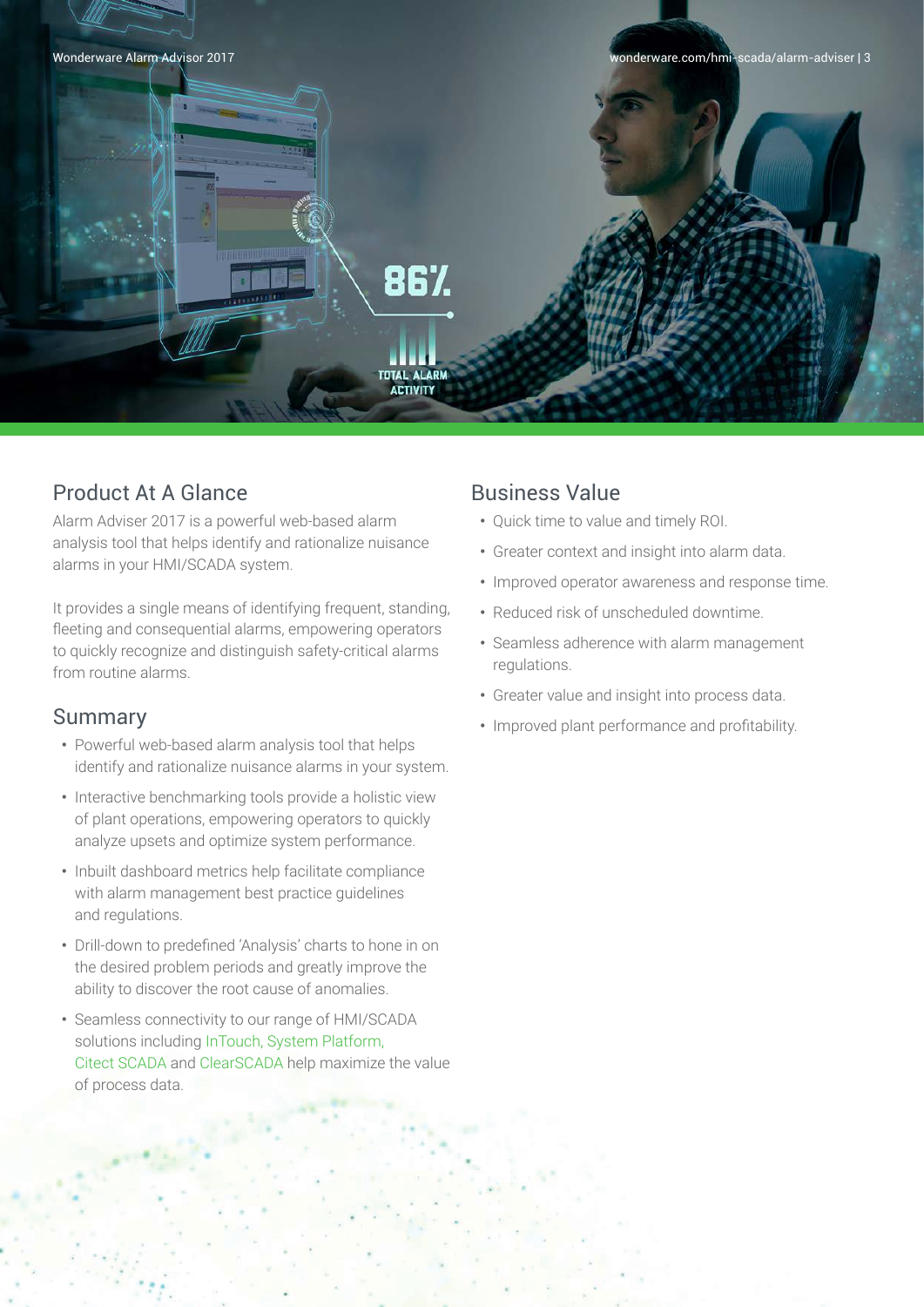## Product At A Glance

Alarm Adviser 2017 is a powerful web-based alarm analysis tool that helps identify and rationalize nuisance alarms in your HMI/SCADA system.

It provides a single means of identifying frequent, standing, fleeting and consequential alarms, empowering operators to quickly recognize and distinguish safety-critical alarms from routine alarms.

## Summary

- Powerful web-based alarm analysis tool that helps identify and rationalize nuisance alarms in your system.
- Interactive benchmarking tools provide a holistic view of plant operations, empowering operators to quickly analyze upsets and optimize system performance.
- Inbuilt dashboard metrics help facilitate compliance with alarm management best practice guidelines and regulations.
- Drill-down to predefined 'Analysis' charts to hone in on the desired problem periods and greatly improve the ability to discover the root cause of anomalies.
- Seamless connectivity to our range of HMI/SCADA solutions including InTouch, System Platform, Citect SCADA and ClearSCADA help maximize the value of process data.

## Business Value

- Quick time to value and timely ROI.
- Greater context and insight into alarm data.
- Improved operator awareness and response time.
- Reduced risk of unscheduled downtime.
- Seamless adherence with alarm management regulations.
- Greater value and insight into process data.
- Improved plant performance and profitability.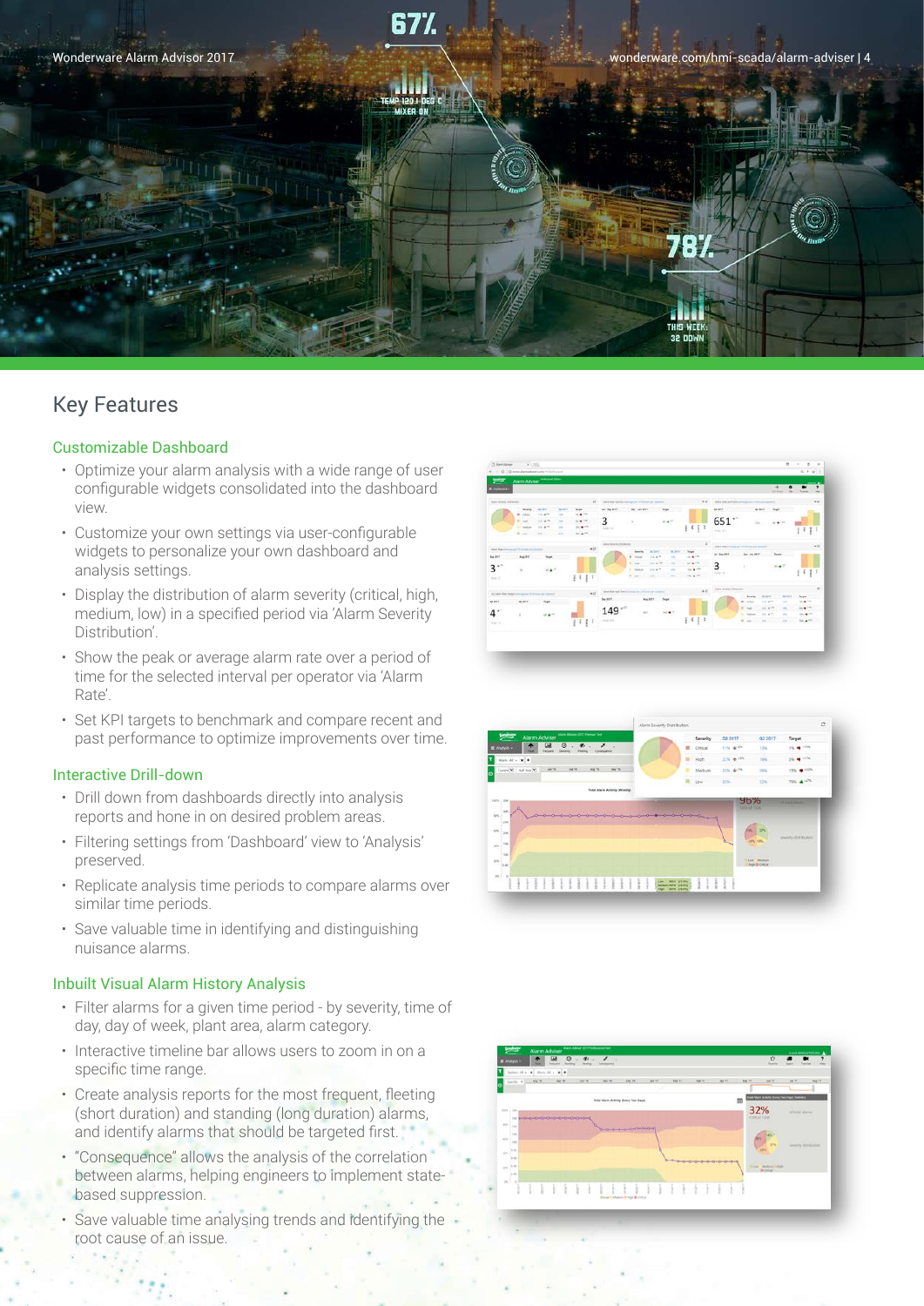## Key Features

### Customizable Dashboard

- Optimize your alarm analysis with a wide range of user configurable widgets consolidated into the dashboard view.
- Customize your own settings via user-configurable widgets to personalize your own dashboard and analysis settings.
- Display the distribution of alarm severity (critical, high, medium, low) in a specified period via 'Alarm Severity Distribution'.
- Show the peak or average alarm rate over a period of time for the selected interval per operator via 'Alarm Rate'.
- Set KPI targets to benchmark and compare recent and past performance to optimize improvements over time.

### Interactive Drill-down

- Drill down from dashboards directly into analysis reports and hone in on desired problem areas.
- Filtering settings from 'Dashboard' view to 'Analysis' preserved.
- Replicate analysis time periods to compare alarms over similar time periods.
- Save valuable time in identifying and distinguishing nuisance alarms.

### Inbuilt Visual Alarm History Analysis

- Filter alarms for a given time period - by severity, time of day, day of week, plant area, alarm category.
- Interactive timeline bar allows users to zoom in on a specific time range.
- Create analysis reports for the most frequent, fleeting (short duration) and standing (long duration) alarms, and identify alarms that should be targeted first.
- "Consequence" allows the analysis of the correlation between alarms, helping engineers to implement state-based suppression.
- Save valuable time analysing trends and identifying the root cause of an issue.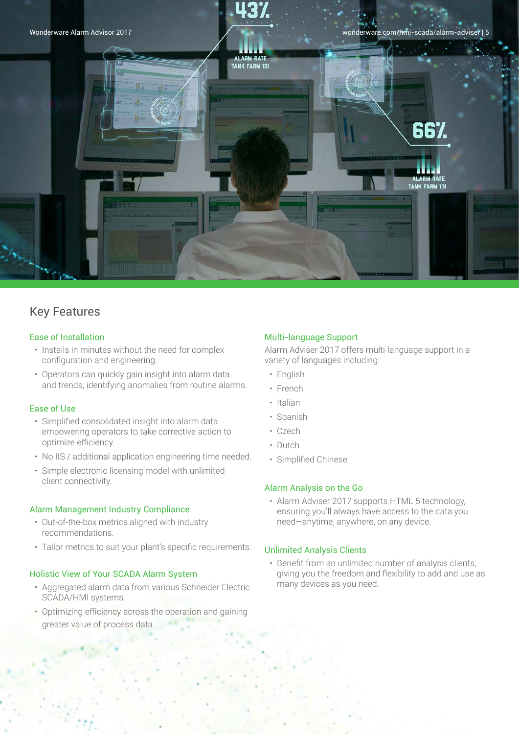## Key Features

### Ease of Installation

- Installs in minutes without the need for complex configuration and engineering.
- Operators can quickly gain insight into alarm data and trends, identifying anomalies from routine alarms.

### Ease of Use

- Simplified consolidated insight into alarm data empowering operators to take corrective action to optimize efficiency.
- No IIS / additional application engineering time needed.
- Simple electronic licensing model with unlimited client connectivity.

### Alarm Management Industry Compliance

- Out-of-the-box metrics aligned with industry recommendations.
- Tailor metrics to suit your plant's specific requirements.

### Holistic View of Your SCADA Alarm System

- Aggregated alarm data from various Schneider Electric SCADA/HMI systems.
- Optimizing efficiency across the operation and gaining greater value of process data.

### Multi-language Support

Alarm Adviser 2017 offers multi-language support in a variety of languages including:

- English
- French
- Italian
- Spanish
- Czech
- Dutch
- Simplified Chinese

### Alarm Analysis on the Go

- Alarm Adviser 2017 supports HTML 5 technology, ensuring you'll always have access to the data you need—anytime, anywhere, on any device.

### Unlimited Analysis Clients

- Benefit from an unlimited number of analysis clients, giving you the freedom and flexibility to add and use as many devices as you need.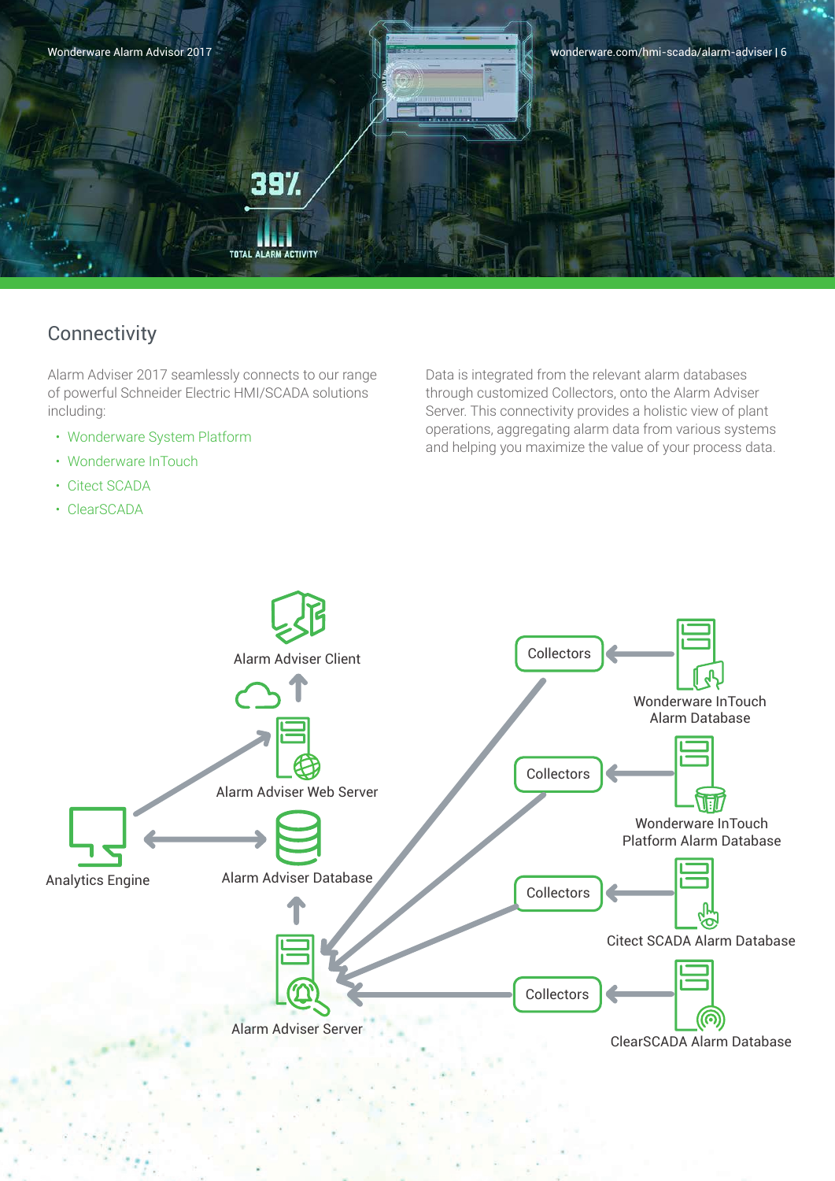## Connectivity

Alarm Adviser 2017 seamlessly connects to our range of powerful Schneider Electric HMI/SCADA solutions including:

- Wonderware System Platform
- Wonderware InTouch
- Citect SCADA
- ClearSCADA

Data is integrated from the relevant alarm databases through customized Collectors, onto the Alarm Adviser Server. This connectivity provides a holistic view of plant operations, aggregating alarm data from various systems and helping you maximize the value of your process data.

Alarm Adviser Client

Alarm Adviser Web Server

Analytics Engine

Alarm Adviser Database

Alarm Adviser Server

Collectors

Wonderware InTouch Alarm Database

Collectors

Wonderware InTouch Platform Alarm Database

Collectors

Citect SCADA Alarm Database

Collectors

ClearSCADA Alarm Database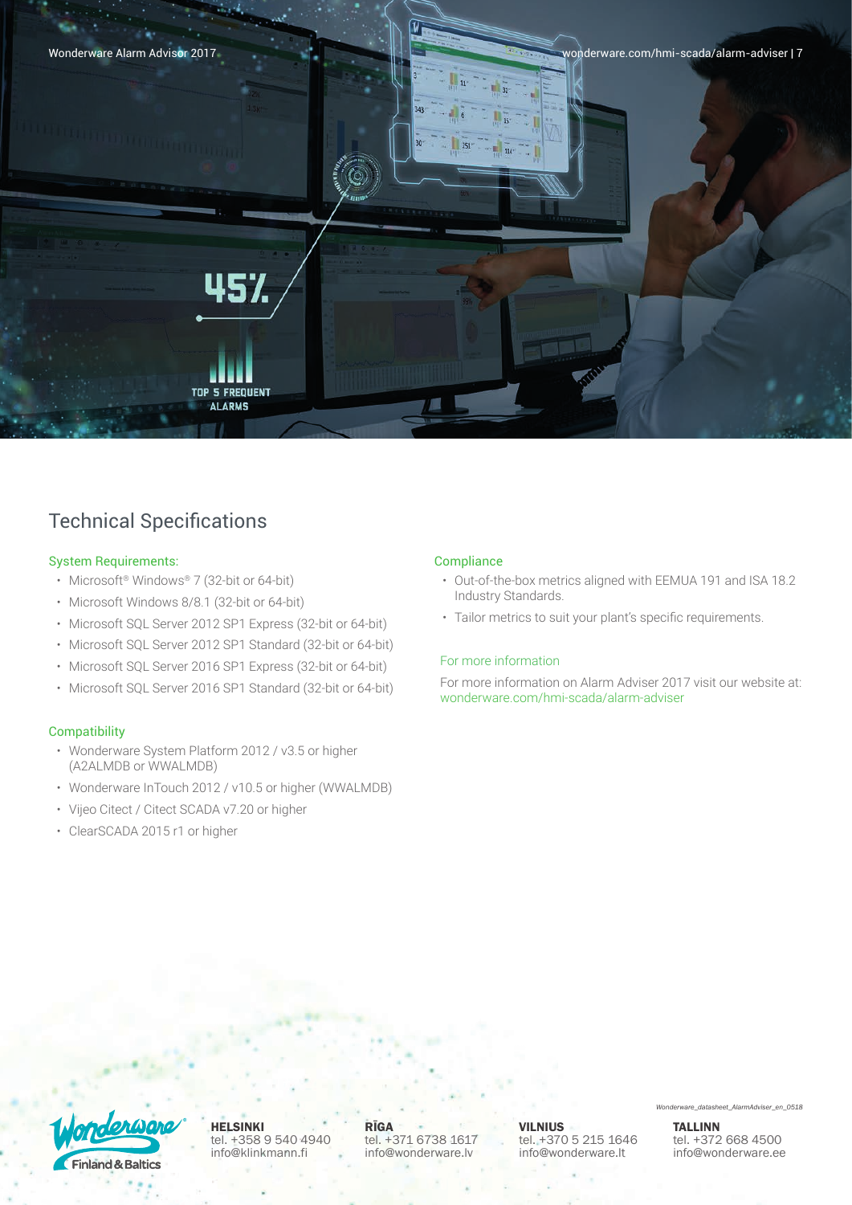## Technical Specifications

### System Requirements:

- Microsoft® Windows® 7 (32-bit or 64-bit)
- Microsoft Windows 8/8.1 (32-bit or 64-bit)
- Microsoft SQL Server 2012 SP1 Express (32-bit or 64-bit)
- Microsoft SQL Server 2012 SP1 Standard (32-bit or 64-bit)
- Microsoft SQL Server 2016 SP1 Express (32-bit or 64-bit)
- Microsoft SQL Server 2016 SP1 Standard (32-bit or 64-bit)

### Compatibility

- Wonderware System Platform 2012 / v3.5 or higher (A2ALMDB or WWALMDB)
- Wonderware InTouch 2012 / v10.5 or higher (WWALMDB)
- Vijeo Citect / Citect SCADA v7.20 or higher
- ClearSCADA 2015 r1 or higher

### Compliance

- Out-of-the-box metrics aligned with EEMUA 191 and ISA 18.2 Industry Standards.
- Tailor metrics to suit your plant's specific requirements.

### For more information

For more information on Alarm Adviser 2017 visit our website at: wonderware.com/hmi-scada/alarm-adviser

Wonderware Finland & Baltics

*Wonderware_datasheet_AlarmAdviser_en_0518*

**HELSINKI**
tel. +358 9 540 4940
info@klinkmann.fi

**RĪGA**
tel. +371 6738 1617
info@wonderware.lv

**VILNIUS**
tel. +370 5 215 1646
info@wonderware.lt

**TALLINN**
tel. +372 668 4500
info@wonderware.ee